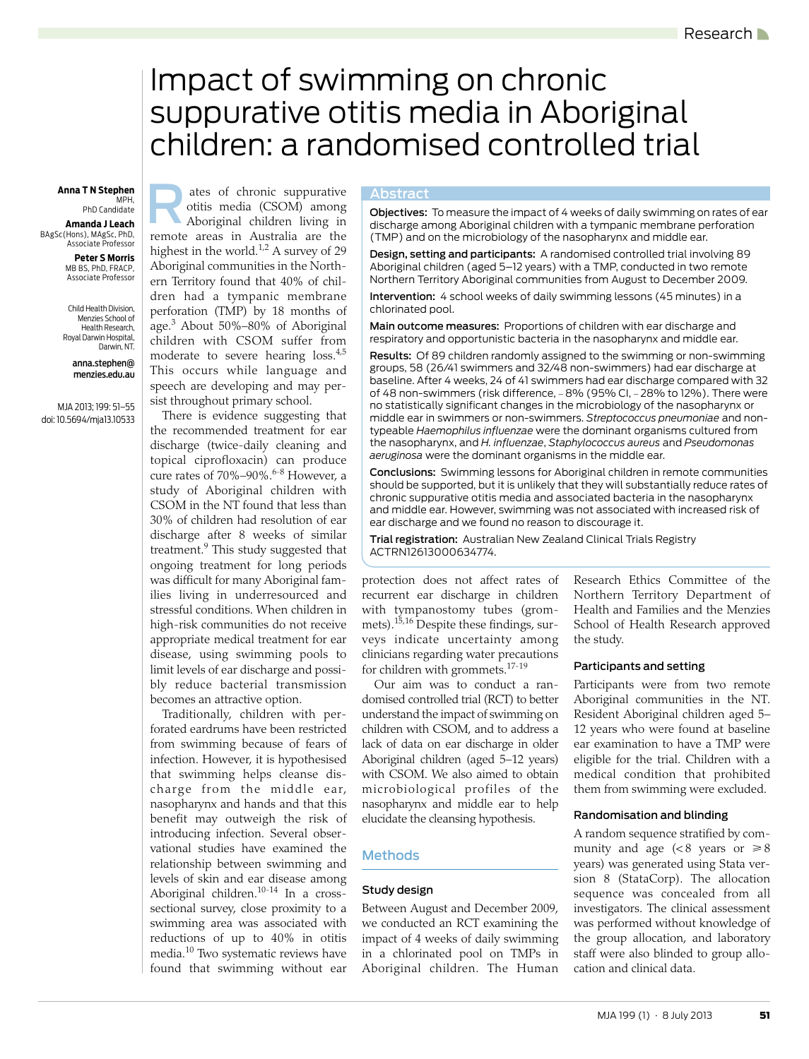# Impact of swimming on chronic suppurative otitis media in Aboriginal children: a randomised controlled trial

**Anna T N Stephen**
MPH,
PhD Candidate

**Amanda J Leach**
BAgSc(Hons), MAgSc, PhD,
Associate Professor

**Peter S Morris**
MB BS, PhD, FRACP,
Associate Professor

Child Health Division,
Menzies School of
Health Research,
Royal Darwin Hospital,
Darwin, NT.

**anna.stephen@menzies.edu.au**

MJA 2013; 199: 51–55
doi: 10.5694/mja13.10533

## Abstract

**Objectives:** To measure the impact of 4 weeks of daily swimming on rates of ear discharge among Aboriginal children with a tympanic membrane perforation (TMP) and on the microbiology of the nasopharynx and middle ear.

**Design, setting and participants:** A randomised controlled trial involving 89 Aboriginal children (aged 5–12 years) with a TMP, conducted in two remote Northern Territory Aboriginal communities from August to December 2009.

**Intervention:** 4 school weeks of daily swimming lessons (45 minutes) in a chlorinated pool.

**Main outcome measures:** Proportions of children with ear discharge and respiratory and opportunistic bacteria in the nasopharynx and middle ear.

**Results:** Of 89 children randomly assigned to the swimming or non-swimming groups, 58 (26/41 swimmers and 32/48 non-swimmers) had ear discharge at baseline. After 4 weeks, 24 of 41 swimmers had ear discharge compared with 32 of 48 non-swimmers (risk difference, −8% (95% CI, −28% to 12%). There were no statistically significant changes in the microbiology of the nasopharynx or middle ear in swimmers or non-swimmers. *Streptococcus pneumoniae* and non-typeable *Haemophilus influenzae* were the dominant organisms cultured from the nasopharynx, and *H. influenzae*, *Staphylococcus aureus* and *Pseudomonas aeruginosa* were the dominant organisms in the middle ear.

**Conclusions:** Swimming lessons for Aboriginal children in remote communities should be supported, but it is unlikely that they will substantially reduce rates of chronic suppurative otitis media and associated bacteria in the nasopharynx and middle ear. However, swimming was not associated with increased risk of ear discharge and we found no reason to discourage it.

**Trial registration:** Australian New Zealand Clinical Trials Registry ACTRN12613000634774.

Rates of chronic suppurative otitis media (CSOM) among Aboriginal children living in remote areas in Australia are the highest in the world.[1,2] A survey of 29 Aboriginal communities in the Northern Territory found that 40% of children had a tympanic membrane perforation (TMP) by 18 months of age.[3] About 50%–80% of Aboriginal children with CSOM suffer from moderate to severe hearing loss.[4,5] This occurs while language and speech are developing and may persist throughout primary school.

There is evidence suggesting that the recommended treatment for ear discharge (twice-daily cleaning and topical ciprofloxacin) can produce cure rates of 70%–90%.[6-8] However, a study of Aboriginal children with CSOM in the NT found that less than 30% of children had resolution of ear discharge after 8 weeks of similar treatment.[9] This study suggested that ongoing treatment for long periods was difficult for many Aboriginal families living in underresourced and stressful conditions. When children in high-risk communities do not receive appropriate medical treatment for ear disease, using swimming pools to limit levels of ear discharge and possibly reduce bacterial transmission becomes an attractive option.

Traditionally, children with perforated eardrums have been restricted from swimming because of fears of infection. However, it is hypothesised that swimming helps cleanse discharge from the middle ear, nasopharynx and hands and that this benefit may outweigh the risk of introducing infection. Several observational studies have examined the relationship between swimming and levels of skin and ear disease among Aboriginal children.[10-14] In a cross-sectional survey, close proximity to a swimming area was associated with reductions of up to 40% in otitis media.[10] Two systematic reviews have found that swimming without ear protection does not affect rates of recurrent ear discharge in children with tympanostomy tubes (grommets).[15,16] Despite these findings, surveys indicate uncertainty among clinicians regarding water precautions for children with grommets.[17-19]

Our aim was to conduct a randomised controlled trial (RCT) to better understand the impact of swimming on children with CSOM, and to address a lack of data on ear discharge in older Aboriginal children (aged 5–12 years) with CSOM. We also aimed to obtain microbiological profiles of the nasopharynx and middle ear to help elucidate the cleansing hypothesis.

## Methods

### Study design

Between August and December 2009, we conducted an RCT examining the impact of 4 weeks of daily swimming in a chlorinated pool on TMPs in Aboriginal children. The Human Research Ethics Committee of the Northern Territory Department of Health and Families and the Menzies School of Health Research approved the study.

### Participants and setting

Participants were from two remote Aboriginal communities in the NT. Resident Aboriginal children aged 5–12 years who were found at baseline ear examination to have a TMP were eligible for the trial. Children with a medical condition that prohibited them from swimming were excluded.

### Randomisation and blinding

A random sequence stratified by community and age (< 8 years or ≥ 8 years) was generated using Stata version 8 (StataCorp). The allocation sequence was concealed from all investigators. The clinical assessment was performed without knowledge of the group allocation, and laboratory staff were also blinded to group allocation and clinical data.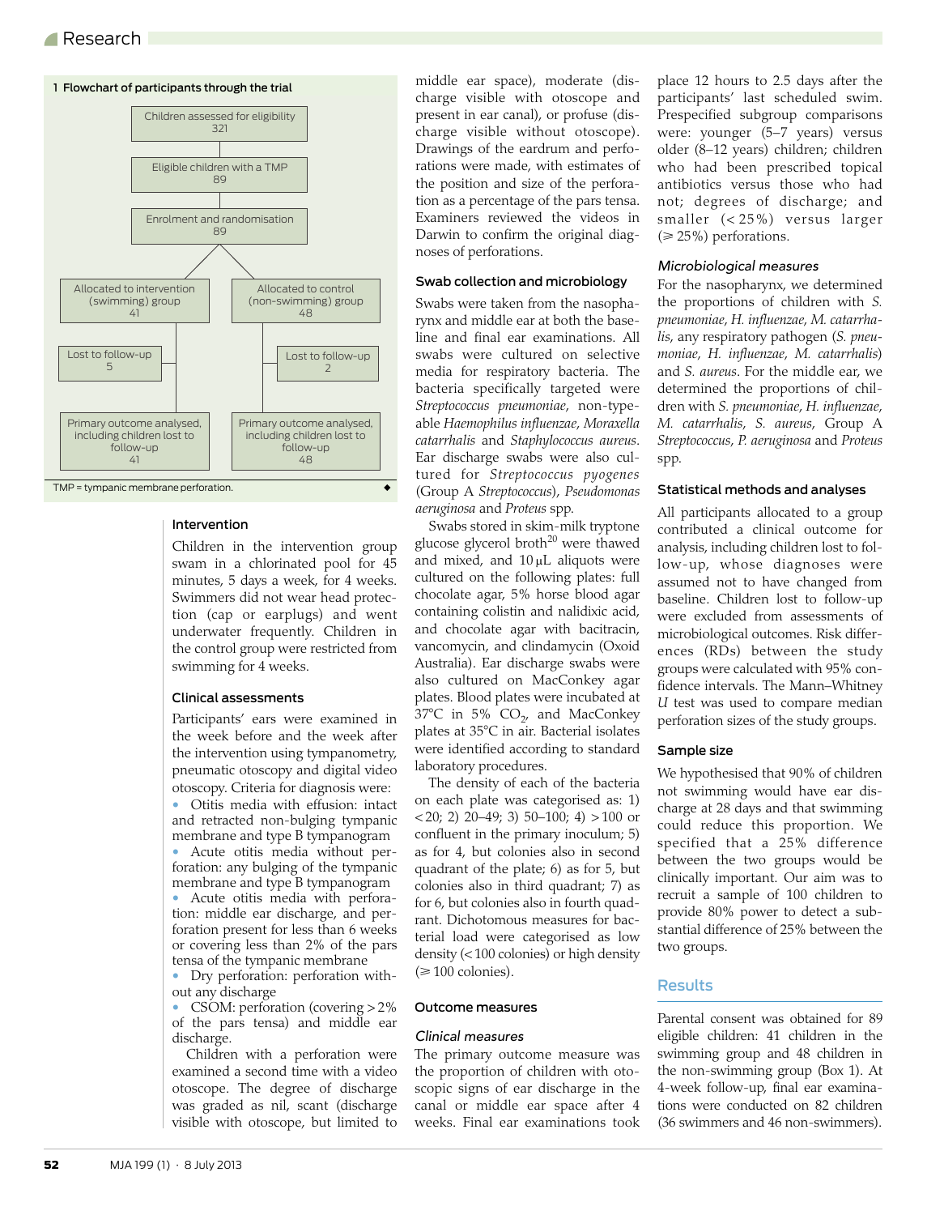**1 Flowchart of participants through the trial**

Children assessed for eligibility
321

Eligible children with a TMP
89

Enrolment and randomisation
89

| Allocated to intervention (swimming) group 41 | Allocated to control (non-swimming) group 48 |
|---|---|
| Lost to follow-up 5 | Lost to follow-up 2 |
| Primary outcome analysed, including children lost to follow-up 41 | Primary outcome analysed, including children lost to follow-up 48 |

TMP = tympanic membrane perforation.

### Intervention

Children in the intervention group swam in a chlorinated pool for 45 minutes, 5 days a week, for 4 weeks. Swimmers did not wear head protection (cap or earplugs) and went underwater frequently. Children in the control group were restricted from swimming for 4 weeks.

### Clinical assessments

Participants' ears were examined in the week before and the week after the intervention using tympanometry, pneumatic otoscopy and digital video otoscopy. Criteria for diagnosis were:

- Otitis media with effusion: intact and retracted non-bulging tympanic membrane and type B tympanogram
- Acute otitis media without perforation: any bulging of the tympanic membrane and type B tympanogram
- Acute otitis media with perforation: middle ear discharge, and perforation present for less than 6 weeks or covering less than 2% of the pars tensa of the tympanic membrane
- Dry perforation: perforation without any discharge
- CSOM: perforation (covering > 2% of the pars tensa) and middle ear discharge.

Children with a perforation were examined a second time with a video otoscope. The degree of discharge was graded as nil, scant (discharge visible with otoscope, but limited to middle ear space), moderate (discharge visible with otoscope and present in ear canal), or profuse (discharge visible without otoscope). Drawings of the eardrum and perforations were made, with estimates of the position and size of the perforation as a percentage of the pars tensa. Examiners reviewed the videos in Darwin to confirm the original diagnoses of perforations.

### Swab collection and microbiology

Swabs were taken from the nasopharynx and middle ear at both the baseline and final ear examinations. All swabs were cultured on selective media for respiratory bacteria. The bacteria specifically targeted were *Streptococcus pneumoniae*, non-typeable *Haemophilus influenzae*, *Moraxella catarrhalis* and *Staphylococcus aureus*. Ear discharge swabs were also cultured for *Streptococcus pyogenes* (Group A *Streptococcus*), *Pseudomonas aeruginosa* and *Proteus* spp.

Swabs stored in skim-milk tryptone glucose glycerol broth[20] were thawed and mixed, and 10 μL aliquots were cultured on the following plates: full chocolate agar, 5% horse blood agar containing colistin and nalidixic acid, and chocolate agar with bacitracin, vancomycin, and clindamycin (Oxoid Australia). Ear discharge swabs were also cultured on MacConkey agar plates. Blood plates were incubated at 37°C in 5% $CO_2$, and MacConkey plates at 35°C in air. Bacterial isolates were identified according to standard laboratory procedures.

The density of each of the bacteria on each plate was categorised as: 1) < 20; 2) 20–49; 3) 50–100; 4) > 100 or confluent in the primary inoculum; 5) as for 4, but colonies also in second quadrant of the plate; 6) as for 5, but colonies also in third quadrant; 7) as for 6, but colonies also in fourth quadrant. Dichotomous measures for bacterial load were categorised as low density (< 100 colonies) or high density (≥ 100 colonies).

### Outcome measures

#### *Clinical measures*

The primary outcome measure was the proportion of children with otoscopic signs of ear discharge in the canal or middle ear space after 4 weeks. Final ear examinations took place 12 hours to 2.5 days after the participants' last scheduled swim. Prespecified subgroup comparisons were: younger (5–7 years) versus older (8–12 years) children; children who had been prescribed topical antibiotics versus those who had not; degrees of discharge; and smaller (< 25%) versus larger (≥ 25%) perforations.

#### *Microbiological measures*

For the nasopharynx, we determined the proportions of children with *S. pneumoniae*, *H. influenzae*, *M. catarrhalis*, any respiratory pathogen (*S. pneumoniae*, *H. influenzae*, *M. catarrhalis*) and *S. aureus*. For the middle ear, we determined the proportions of children with *S. pneumoniae*, *H. influenzae*, *M. catarrhalis*, *S. aureus*, Group A *Streptococcus*, *P. aeruginosa* and *Proteus* spp.

### Statistical methods and analyses

All participants allocated to a group contributed a clinical outcome for analysis, including children lost to follow-up, whose diagnoses were assumed not to have changed from baseline. Children lost to follow-up were excluded from assessments of microbiological outcomes. Risk differences (RDs) between the study groups were calculated with 95% confidence intervals. The Mann–Whitney *U* test was used to compare median perforation sizes of the study groups.

### Sample size

We hypothesised that 90% of children not swimming would have ear discharge at 28 days and that swimming could reduce this proportion. We specified that a 25% difference between the two groups would be clinically important. Our aim was to recruit a sample of 100 children to provide 80% power to detect a substantial difference of 25% between the two groups.

## Results

Parental consent was obtained for 89 eligible children: 41 children in the swimming group and 48 children in the non-swimming group (Box 1). At 4-week follow-up, final ear examinations were conducted on 82 children (36 swimmers and 46 non-swimmers).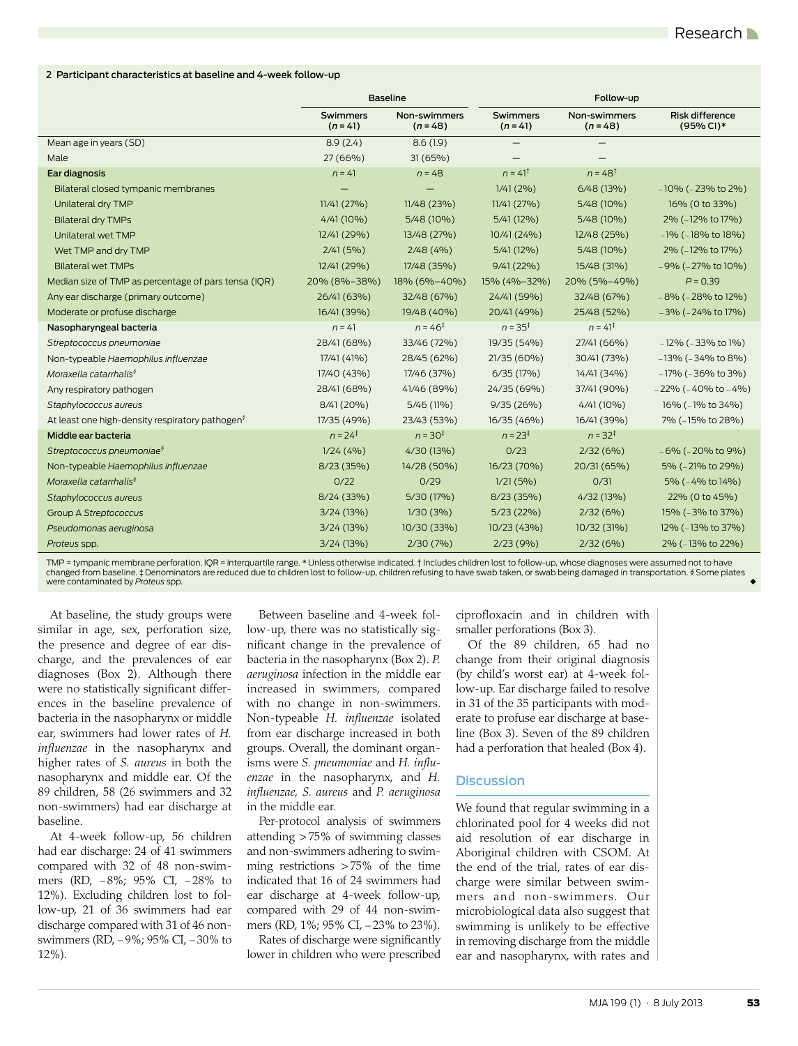**2 Participant characteristics at baseline and 4-week follow-up**

| | Baseline | | Follow-up | | |
|---|---|---|---|---|---|
| | Swimmers (*n* = 41) | Non-swimmers (*n* = 48) | Swimmers (*n* = 41) | Non-swimmers (*n* = 48) | Risk difference (95% CI)* |
| Mean age in years (SD) | 8.9 (2.4) | 8.6 (1.9) | — | — | |
| Male | 27 (66%) | 31 (65%) | — | — | |
| **Ear diagnosis** | *n* = 41 | *n* = 48 | *n* = 41† | *n* = 48† | |
| Bilateral closed tympanic membranes | — | — | 1/41 (2%) | 6/48 (13%) | −10% (−23% to 2%) |
| Unilateral dry TMP | 11/41 (27%) | 11/48 (23%) | 11/41 (27%) | 5/48 (10%) | 16% (0 to 33%) |
| Bilateral dry TMPs | 4/41 (10%) | 5/48 (10%) | 5/41 (12%) | 5/48 (10%) | 2% (−12% to 17%) |
| Unilateral wet TMP | 12/41 (29%) | 13/48 (27%) | 10/41 (24%) | 12/48 (25%) | −1% (−18% to 18%) |
| Wet TMP and dry TMP | 2/41 (5%) | 2/48 (4%) | 5/41 (12%) | 5/48 (10%) | 2% (−12% to 17%) |
| Bilateral wet TMPs | 12/41 (29%) | 17/48 (35%) | 9/41 (22%) | 15/48 (31%) | −9% (−27% to 10%) |
| Median size of TMP as percentage of pars tensa (IQR) | 20% (8%–38%) | 18% (6%–40%) | 15% (4%–32%) | 20% (5%–49%) | *P* = 0.39 |
| Any ear discharge (primary outcome) | 26/41 (63%) | 32/48 (67%) | 24/41 (59%) | 32/48 (67%) | −8% (−28% to 12%) |
| Moderate or profuse discharge | 16/41 (39%) | 19/48 (40%) | 20/41 (49%) | 25/48 (52%) | −3% (−24% to 17%) |
| **Nasopharyngeal bacteria** | *n* = 41 | *n* = 46‡ | *n* = 35‡ | *n* = 41‡ | |
| *Streptococcus pneumoniae* | 28/41 (68%) | 33/46 (72%) | 19/35 (54%) | 27/41 (66%) | −12% (−33% to 1%) |
| Non-typeable *Haemophilus influenzae* | 17/41 (41%) | 28/45 (62%) | 21/35 (60%) | 30/41 (73%) | −13% (−34% to 8%) |
| *Moraxella catarrhalis*§ | 17/40 (43%) | 17/46 (37%) | 6/35 (17%) | 14/41 (34%) | −17% (−36% to 3%) |
| Any respiratory pathogen | 28/41 (68%) | 41/46 (89%) | 24/35 (69%) | 37/41 (90%) | −22% (−40% to −4%) |
| *Staphylococcus aureus* | 8/41 (20%) | 5/46 (11%) | 9/35 (26%) | 4/41 (10%) | 16% (−1% to 34%) |
| At least one high-density respiratory pathogen§ | 17/35 (49%) | 23/43 (53%) | 16/35 (46%) | 16/41 (39%) | 7% (−15% to 28%) |
| **Middle ear bacteria** | *n* = 24‡ | *n* = 30‡ | *n* = 23‡ | *n* = 32‡ | |
| *Streptococcus pneumoniae*§ | 1/24 (4%) | 4/30 (13%) | 0/23 | 2/32 (6%) | −6% (−20% to 9%) |
| Non-typeable *Haemophilus influenzae* | 8/23 (35%) | 14/28 (50%) | 16/23 (70%) | 20/31 (65%) | 5% (−21% to 29%) |
| *Moraxella catarrhalis*§ | 0/22 | 0/29 | 1/21 (5%) | 0/31 | 5% (−4% to 14%) |
| *Staphylococcus aureus* | 8/24 (33%) | 5/30 (17%) | 8/23 (35%) | 4/32 (13%) | 22% (0 to 45%) |
| Group A *Streptococcus* | 3/24 (13%) | 1/30 (3%) | 5/23 (22%) | 2/32 (6%) | 15% (−3% to 37%) |
| *Pseudomonas aeruginosa* | 3/24 (13%) | 10/30 (33%) | 10/23 (43%) | 10/32 (31%) | 12% (−13% to 37%) |
| *Proteus* spp. | 3/24 (13%) | 2/30 (7%) | 2/23 (9%) | 2/32 (6%) | 2% (−13% to 22%) |

TMP = tympanic membrane perforation. IQR = interquartile range. * Unless otherwise indicated. † Includes children lost to follow-up, whose diagnoses were assumed not to have changed from baseline. ‡ Denominators are reduced due to children lost to follow-up, children refusing to have swab taken, or swab being damaged in transportation. § Some plates were contaminated by *Proteus* spp.

At baseline, the study groups were similar in age, sex, perforation size, the presence and degree of ear discharge, and the prevalences of ear diagnoses (Box 2). Although there were no statistically significant differences in the baseline prevalence of bacteria in the nasopharynx or middle ear, swimmers had lower rates of *H. influenzae* in the nasopharynx and higher rates of *S. aureus* in both the nasopharynx and middle ear. Of the 89 children, 58 (26 swimmers and 32 non-swimmers) had ear discharge at baseline.

At 4-week follow-up, 56 children had ear discharge: 24 of 41 swimmers compared with 32 of 48 non-swimmers (RD, −8%; 95% CI, −28% to 12%). Excluding children lost to follow-up, 21 of 36 swimmers had ear discharge compared with 31 of 46 non-swimmers (RD, −9%; 95% CI, −30% to 12%).

Between baseline and 4-week follow-up, there was no statistically significant change in the prevalence of bacteria in the nasopharynx (Box 2). *P. aeruginosa* infection in the middle ear increased in swimmers, compared with no change in non-swimmers. Non-typeable *H. influenzae* isolated from ear discharge increased in both groups. Overall, the dominant organisms were *S. pneumoniae* and *H. influenzae* in the nasopharynx, and *H. influenzae, S. aureus* and *P. aeruginosa* in the middle ear.

Per-protocol analysis of swimmers attending >75% of swimming classes and non-swimmers adhering to swimming restrictions >75% of the time indicated that 16 of 24 swimmers had ear discharge at 4-week follow-up, compared with 29 of 44 non-swimmers (RD, 1%; 95% CI, −23% to 23%).

Rates of discharge were significantly lower in children who were prescribed ciprofloxacin and in children with smaller perforations (Box 3).

Of the 89 children, 65 had no change from their original diagnosis (by child's worst ear) at 4-week follow-up. Ear discharge failed to resolve in 31 of the 35 participants with moderate to profuse ear discharge at baseline (Box 3). Seven of the 89 children had a perforation that healed (Box 4).

## Discussion

We found that regular swimming in a chlorinated pool for 4 weeks did not aid resolution of ear discharge in Aboriginal children with CSOM. At the end of the trial, rates of ear discharge were similar between swimmers and non-swimmers. Our microbiological data also suggest that swimming is unlikely to be effective in removing discharge from the middle ear and nasopharynx, with rates and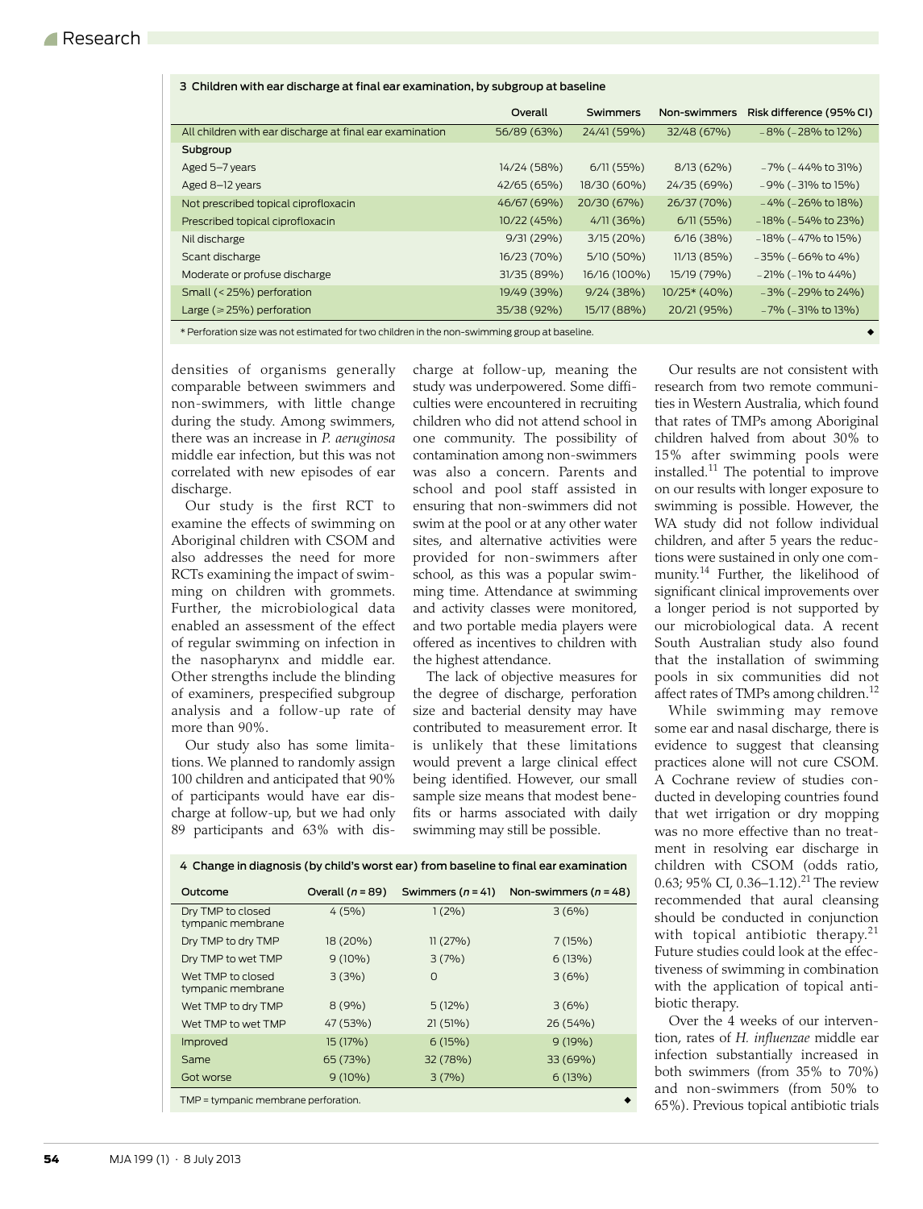**3 Children with ear discharge at final ear examination, by subgroup at baseline**

| | Overall | Swimmers | Non-swimmers | Risk difference (95% CI) |
|---|---|---|---|---|
| All children with ear discharge at final ear examination | 56/89 (63%) | 24/41 (59%) | 32/48 (67%) | −8% (−28% to 12%) |
| **Subgroup** | | | | |
| Aged 5–7 years | 14/24 (58%) | 6/11 (55%) | 8/13 (62%) | −7% (−44% to 31%) |
| Aged 8–12 years | 42/65 (65%) | 18/30 (60%) | 24/35 (69%) | −9% (−31% to 15%) |
| Not prescribed topical ciprofloxacin | 46/67 (69%) | 20/30 (67%) | 26/37 (70%) | −4% (−26% to 18%) |
| Prescribed topical ciprofloxacin | 10/22 (45%) | 4/11 (36%) | 6/11 (55%) | −18% (−54% to 23%) |
| Nil discharge | 9/31 (29%) | 3/15 (20%) | 6/16 (38%) | −18% (−47% to 15%) |
| Scant discharge | 16/23 (70%) | 5/10 (50%) | 11/13 (85%) | −35% (−66% to 4%) |
| Moderate or profuse discharge | 31/35 (89%) | 16/16 (100%) | 15/19 (79%) | −21% (−1% to 44%) |
| Small (< 25%) perforation | 19/49 (39%) | 9/24 (38%) | 10/25* (40%) | −3% (−29% to 24%) |
| Large (≥ 25%) perforation | 35/38 (92%) | 15/17 (88%) | 20/21 (95%) | −7% (−31% to 13%) |

\* Perforation size was not estimated for two children in the non-swimming group at baseline.

densities of organisms generally comparable between swimmers and non-swimmers, with little change during the study. Among swimmers, there was an increase in *P. aeruginosa* middle ear infection, but this was not correlated with new episodes of ear discharge.

Our study is the first RCT to examine the effects of swimming on Aboriginal children with CSOM and also addresses the need for more RCTs examining the impact of swimming on children with grommets. Further, the microbiological data enabled an assessment of the effect of regular swimming on infection in the nasopharynx and middle ear. Other strengths include the blinding of examiners, prespecified subgroup analysis and a follow-up rate of more than 90%.

Our study also has some limitations. We planned to randomly assign 100 children and anticipated that 90% of participants would have ear discharge at follow-up, but we had only 89 participants and 63% with discharge at follow-up, meaning the study was underpowered. Some difficulties were encountered in recruiting children who did not attend school in one community. The possibility of contamination among non-swimmers was also a concern. Parents and school and pool staff assisted in ensuring that non-swimmers did not swim at the pool or at any other water sites, and alternative activities were provided for non-swimmers after school, as this was a popular swimming time. Attendance at swimming and activity classes were monitored, and two portable media players were offered as incentives to children with the highest attendance.

The lack of objective measures for the degree of discharge, perforation size and bacterial density may have contributed to measurement error. It is unlikely that these limitations would prevent a large clinical effect being identified. However, our small sample size means that modest benefits or harms associated with daily swimming may still be possible.

Our results are not consistent with research from two remote communities in Western Australia, which found that rates of TMPs among Aboriginal children halved from about 30% to 15% after swimming pools were installed.[11] The potential to improve on our results with longer exposure to swimming is possible. However, the WA study did not follow individual children, and after 5 years the reductions were sustained in only one community.[14] Further, the likelihood of significant clinical improvements over a longer period is not supported by our microbiological data. A recent South Australian study also found that the installation of swimming pools in six communities did not affect rates of TMPs among children.[12]

While swimming may remove some ear and nasal discharge, there is evidence to suggest that cleansing practices alone will not cure CSOM. A Cochrane review of studies conducted in developing countries found that wet irrigation or dry mopping was no more effective than no treatment in resolving ear discharge in children with CSOM (odds ratio, 0.63; 95% CI, 0.36–1.12).[21] The review recommended that aural cleansing should be conducted in conjunction with topical antibiotic therapy.[21] Future studies could look at the effectiveness of swimming in combination with the application of topical antibiotic therapy.

Over the 4 weeks of our intervention, rates of *H. influenzae* middle ear infection substantially increased in both swimmers (from 35% to 70%) and non-swimmers (from 50% to 65%). Previous topical antibiotic trials

**4 Change in diagnosis (by child's worst ear) from baseline to final ear examination**

| Outcome | Overall ($n$ = 89) | Swimmers ($n$ = 41) | Non-swimmers ($n$ = 48) |
|---|---|---|---|
| Dry TMP to closed tympanic membrane | 4 (5%) | 1 (2%) | 3 (6%) |
| Dry TMP to dry TMP | 18 (20%) | 11 (27%) | 7 (15%) |
| Dry TMP to wet TMP | 9 (10%) | 3 (7%) | 6 (13%) |
| Wet TMP to closed tympanic membrane | 3 (3%) | 0 | 3 (6%) |
| Wet TMP to dry TMP | 8 (9%) | 5 (12%) | 3 (6%) |
| Wet TMP to wet TMP | 47 (53%) | 21 (51%) | 26 (54%) |
| Improved | 15 (17%) | 6 (15%) | 9 (19%) |
| Same | 65 (73%) | 32 (78%) | 33 (69%) |
| Got worse | 9 (10%) | 3 (7%) | 6 (13%) |

TMP = tympanic membrane perforation.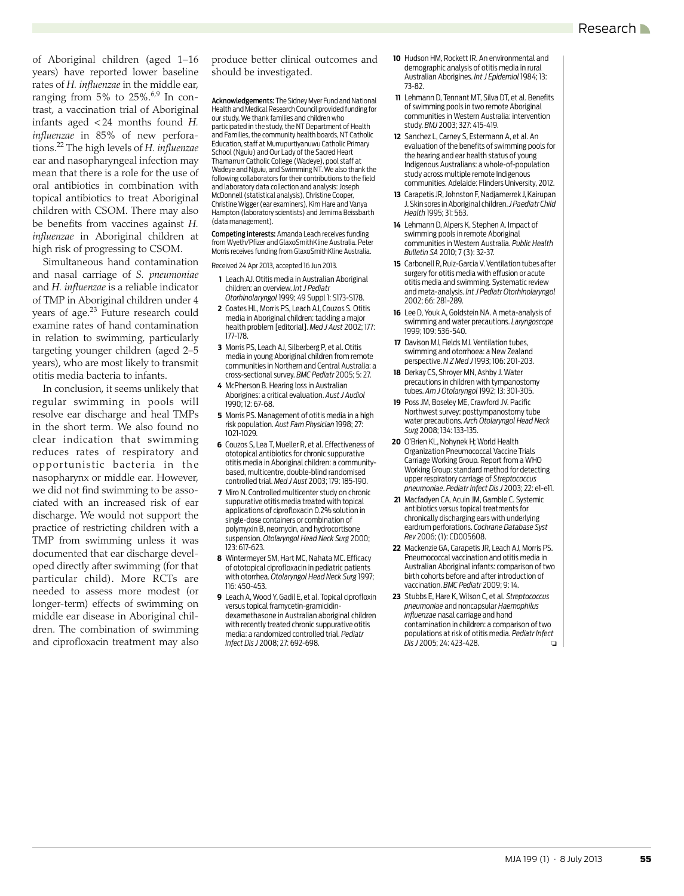of Aboriginal children (aged 1–16 years) have reported lower baseline rates of *H. influenzae* in the middle ear, ranging from 5% to 25%.[6,9] In contrast, a vaccination trial of Aboriginal infants aged < 24 months found *H. influenzae* in 85% of new perforations.[22] The high levels of *H. influenzae* ear and nasopharyngeal infection may mean that there is a role for the use of oral antibiotics in combination with topical antibiotics to treat Aboriginal children with CSOM. There may also be benefits from vaccines against *H. influenzae* in Aboriginal children at high risk of progressing to CSOM.

Simultaneous hand contamination and nasal carriage of *S. pneumoniae* and *H. influenzae* is a reliable indicator of TMP in Aboriginal children under 4 years of age.[23] Future research could examine rates of hand contamination in relation to swimming, particularly targeting younger children (aged 2–5 years), who are most likely to transmit otitis media bacteria to infants.

In conclusion, it seems unlikely that regular swimming in pools will resolve ear discharge and heal TMPs in the short term. We also found no clear indication that swimming reduces rates of respiratory and opportunistic bacteria in the nasopharynx or middle ear. However, we did not find swimming to be associated with an increased risk of ear discharge. We would not support the practice of restricting children with a TMP from swimming unless it was documented that ear discharge developed directly after swimming (for that particular child). More RCTs are needed to assess more modest (or longer-term) effects of swimming on middle ear disease in Aboriginal children. The combination of swimming and ciprofloxacin treatment may also produce better clinical outcomes and should be investigated.

**Acknowledgements:** The Sidney Myer Fund and National Health and Medical Research Council provided funding for our study. We thank families and children who participated in the study, the NT Department of Health and Families, the community health boards, NT Catholic Education, staff at Murrupurtiyanuwu Catholic Primary School (Nguiu) and Our Lady of the Sacred Heart Thamarrurr Catholic College (Wadeye), pool staff at Wadeye and Nguiu, and Swimming NT. We also thank the following collaborators for their contributions to the field and laboratory data collection and analysis: Joseph McDonnell (statistical analysis), Christine Cooper, Christine Wigger (ear examiners), Kim Hare and Vanya Hampton (laboratory scientists) and Jemima Beissbarth (data management).

**Competing interests:** Amanda Leach receives funding from Wyeth/Pfizer and GlaxoSmithKline Australia. Peter Morris receives funding from GlaxoSmithKline Australia.

Received 24 Apr 2013, accepted 16 Jun 2013.

1. Leach AJ. Otitis media in Australian Aboriginal children: an overview. *Int J Pediatr Otorhinolaryngol* 1999; 49 Suppl 1: S173-S178.
2. Coates HL, Morris PS, Leach AJ, Couzos S. Otitis media in Aboriginal children: tackling a major health problem [editorial]. *Med J Aust* 2002; 177: 177-178.
3. Morris PS, Leach AJ, Silberberg P, et al. Otitis media in young Aboriginal children from remote communities in Northern and Central Australia: a cross-sectional survey. *BMC Pediatr* 2005; 5: 27.
4. McPherson B. Hearing loss in Australian Aborigines: a critical evaluation. *Aust J Audiol* 1990; 12: 67-68.
5. Morris PS. Management of otitis media in a high risk population. *Aust Fam Physician* 1998; 27: 1021-1029.
6. Couzos S, Lea T, Mueller R, et al. Effectiveness of ototopical antibiotics for chronic suppurative otitis media in Aboriginal children: a community-based, multicentre, double-blind randomised controlled trial. *Med J Aust* 2003; 179: 185-190.
7. Miro N. Controlled multicenter study on chronic suppurative otitis media treated with topical applications of ciprofloxacin 0.2% solution in single-dose containers or combination of polymyxin B, neomycin, and hydrocortisone suspension. *Otolaryngol Head Neck Surg* 2000; 123: 617-623.
8. Wintermeyer SM, Hart MC, Nahata MC. Efficacy of ototopical ciprofloxacin in pediatric patients with otorrhea. *Otolaryngol Head Neck Surg* 1997; 116: 450-453.
9. Leach A, Wood Y, Gadil E, et al. Topical ciprofloxin versus topical framycetin-gramicidin-dexamethasone in Australian aboriginal children with recently treated chronic suppurative otitis media: a randomized controlled trial. *Pediatr Infect Dis J* 2008; 27: 692-698.
10. Hudson HM, Rockett IR. An environmental and demographic analysis of otitis media in rural Australian Aborigines. *Int J Epidemiol* 1984; 13: 73-82.
11. Lehmann D, Tennant MT, Silva DT, et al. Benefits of swimming pools in two remote Aboriginal communities in Western Australia: intervention study. *BMJ* 2003; 327: 415-419.
12. Sanchez L, Carney S, Estermann A, et al. An evaluation of the benefits of swimming pools for the hearing and ear health status of young Indigenous Australians: a whole-of-population study across multiple remote Indigenous communities. Adelaide: Flinders University, 2012.
13. Carapetis JR, Johnston F, Nadjamerrek J, Kairupan J. Skin sores in Aboriginal children. *J Paediatr Child Health* 1995; 31: 563.
14. Lehmann D, Alpers K, Stephen A. Impact of swimming pools in remote Aboriginal communities in Western Australia. *Public Health Bulletin SA* 2010; 7 (3): 32-37.
15. Carbonell R, Ruiz-Garcia V. Ventilation tubes after surgery for otitis media with effusion or acute otitis media and swimming. Systematic review and meta-analysis. *Int J Pediatr Otorhinolaryngol* 2002; 66: 281-289.
16. Lee D, Youk A, Goldstein NA. A meta-analysis of swimming and water precautions. *Laryngoscope* 1999; 109: 536-540.
17. Davison MJ, Fields MJ. Ventilation tubes, swimming and otorrhoea: a New Zealand perspective. *N Z Med J* 1993; 106: 201-203.
18. Derkay CS, Shroyer MN, Ashby J. Water precautions in children with tympanostomy tubes. *Am J Otolaryngol* 1992; 13: 301-305.
19. Poss JM, Boseley ME, Crawford JV. Pacific Northwest survey: posttympanostomy tube water precautions. *Arch Otolaryngol Head Neck Surg* 2008; 134: 133-135.
20. O'Brien KL, Nohynek H; World Health Organization Pneumococcal Vaccine Trials Carriage Working Group. Report from a WHO Working Group: standard method for detecting upper respiratory carriage of *Streptococcus pneumoniae*. *Pediatr Infect Dis J* 2003; 22: e1-e11.
21. Macfadyen CA, Acuin JM, Gamble C. Systemic antibiotics versus topical treatments for chronically discharging ears with underlying eardrum perforations. *Cochrane Database Syst Rev* 2006; (1): CD005608.
22. Mackenzie GA, Carapetis JR, Leach AJ, Morris PS. Pneumococcal vaccination and otitis media in Australian Aboriginal infants: comparison of two birth cohorts before and after introduction of vaccination. *BMC Pediatr* 2009; 9: 14.
23. Stubbs E, Hare K, Wilson C, et al. *Streptococcus pneumoniae* and noncapsular *Haemophilus influenzae* nasal carriage and hand contamination in children: a comparison of two populations at risk of otitis media. *Pediatr Infect Dis J* 2005; 24: 423-428.